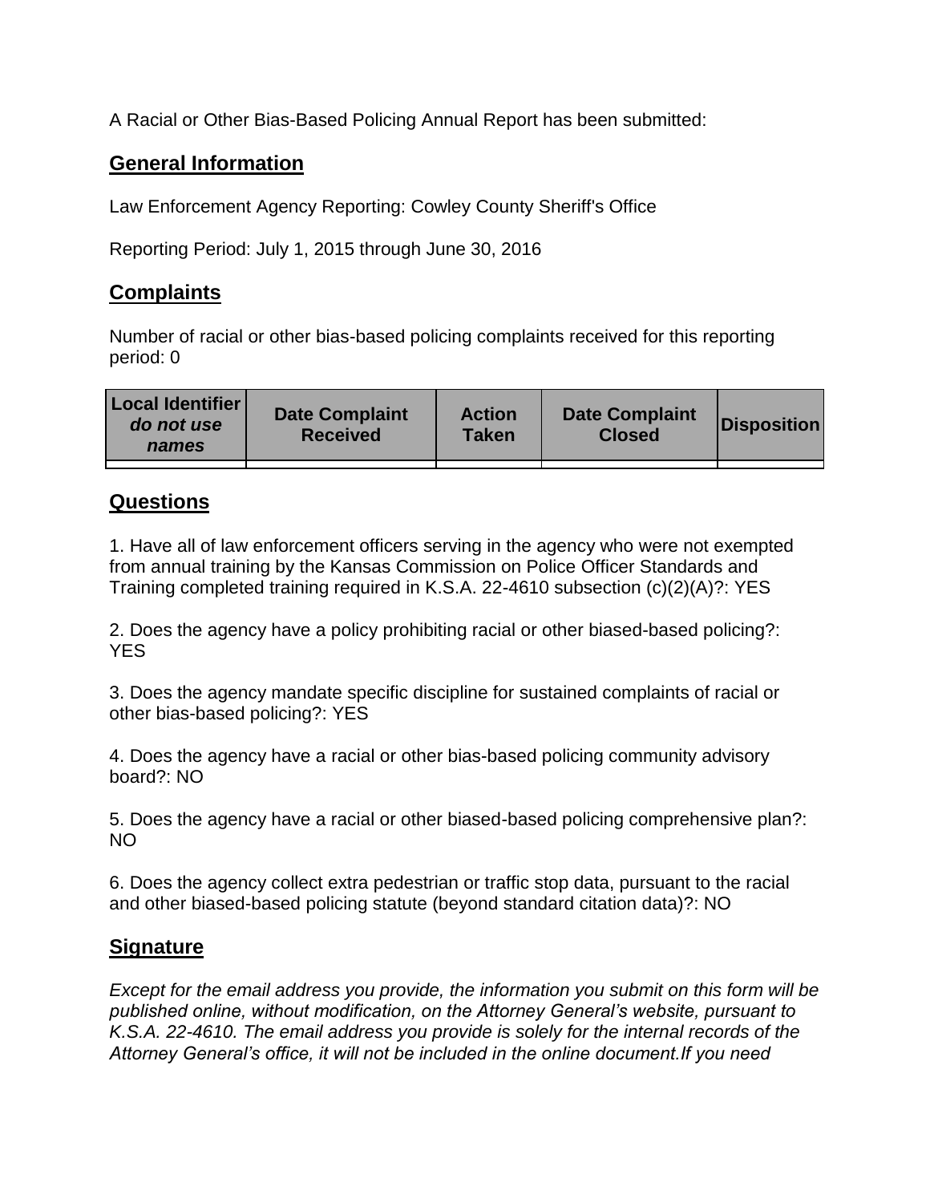A Racial or Other Bias-Based Policing Annual Report has been submitted:

## General Information

Law Enforcement Agency Reporting: Cowley County Sheriff's Office

Reporting Period: July 1, 2015 through June 30, 2016

## Complaints

Number of racial or other bias-based policing complaints received for this reporting period: 0

| **Local Identifier** ***do not use names*** | **Date Complaint Received** | **Action Taken** | **Date Complaint Closed** | **Disposition** |
|---|---|---|---|---|
| | | | | |

## Questions

1. Have all of law enforcement officers serving in the agency who were not exempted from annual training by the Kansas Commission on Police Officer Standards and Training completed training required in K.S.A. 22-4610 subsection (c)(2)(A)?: YES

2. Does the agency have a policy prohibiting racial or other biased-based policing?: YES

3. Does the agency mandate specific discipline for sustained complaints of racial or other bias-based policing?: YES

4. Does the agency have a racial or other bias-based policing community advisory board?: NO

5. Does the agency have a racial or other biased-based policing comprehensive plan?: NO

6. Does the agency collect extra pedestrian or traffic stop data, pursuant to the racial and other biased-based policing statute (beyond standard citation data)?: NO

## Signature

*Except for the email address you provide, the information you submit on this form will be published online, without modification, on the Attorney General's website, pursuant to K.S.A. 22-4610. The email address you provide is solely for the internal records of the Attorney General's office, it will not be included in the online document.If you need*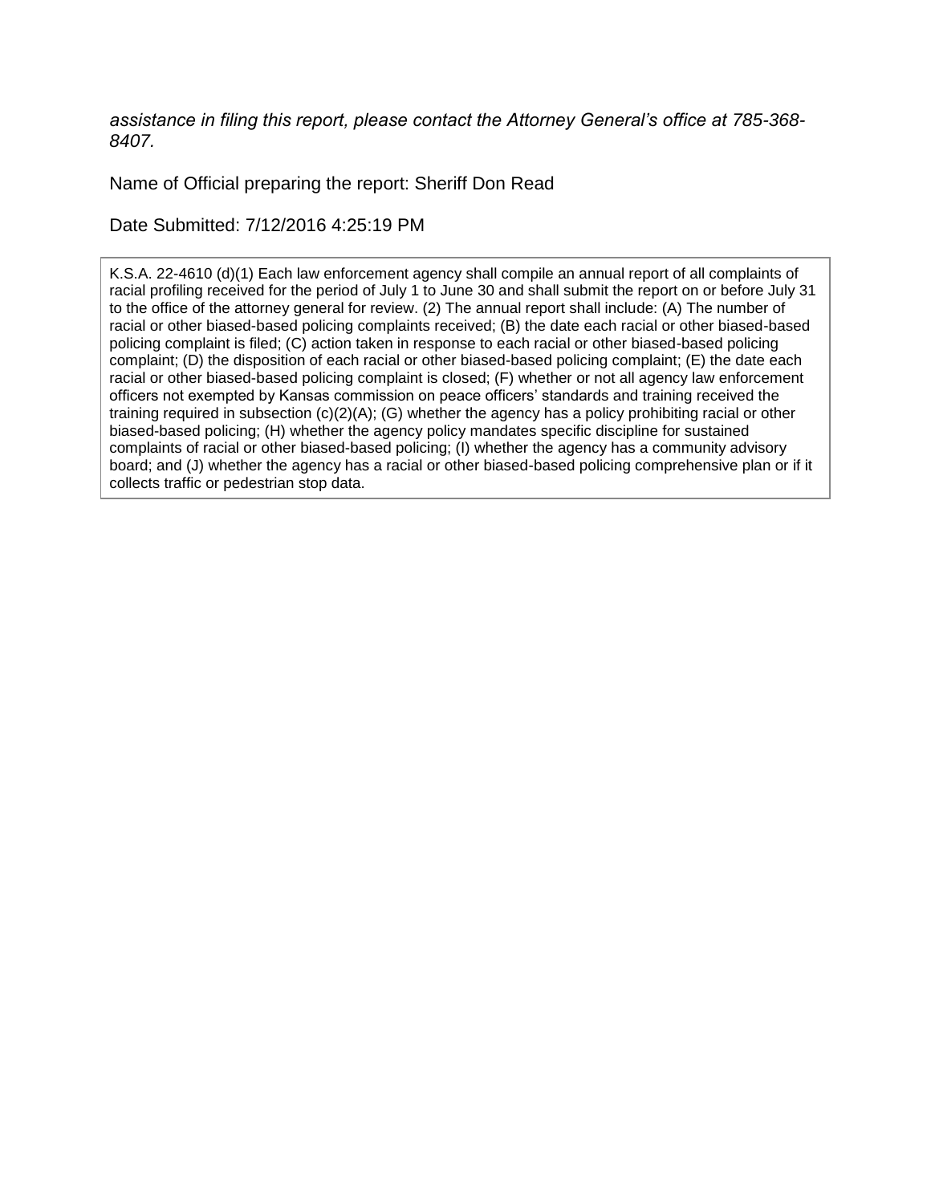*assistance in filing this report, please contact the Attorney General's office at 785-368-8407.*

Name of Official preparing the report: Sheriff Don Read

Date Submitted: 7/12/2016 4:25:19 PM

K.S.A. 22-4610 (d)(1) Each law enforcement agency shall compile an annual report of all complaints of racial profiling received for the period of July 1 to June 30 and shall submit the report on or before July 31 to the office of the attorney general for review. (2) The annual report shall include: (A) The number of racial or other biased-based policing complaints received; (B) the date each racial or other biased-based policing complaint is filed; (C) action taken in response to each racial or other biased-based policing complaint; (D) the disposition of each racial or other biased-based policing complaint; (E) the date each racial or other biased-based policing complaint is closed; (F) whether or not all agency law enforcement officers not exempted by Kansas commission on peace officers' standards and training received the training required in subsection (c)(2)(A); (G) whether the agency has a policy prohibiting racial or other biased-based policing; (H) whether the agency policy mandates specific discipline for sustained complaints of racial or other biased-based policing; (I) whether the agency has a community advisory board; and (J) whether the agency has a racial or other biased-based policing comprehensive plan or if it collects traffic or pedestrian stop data.